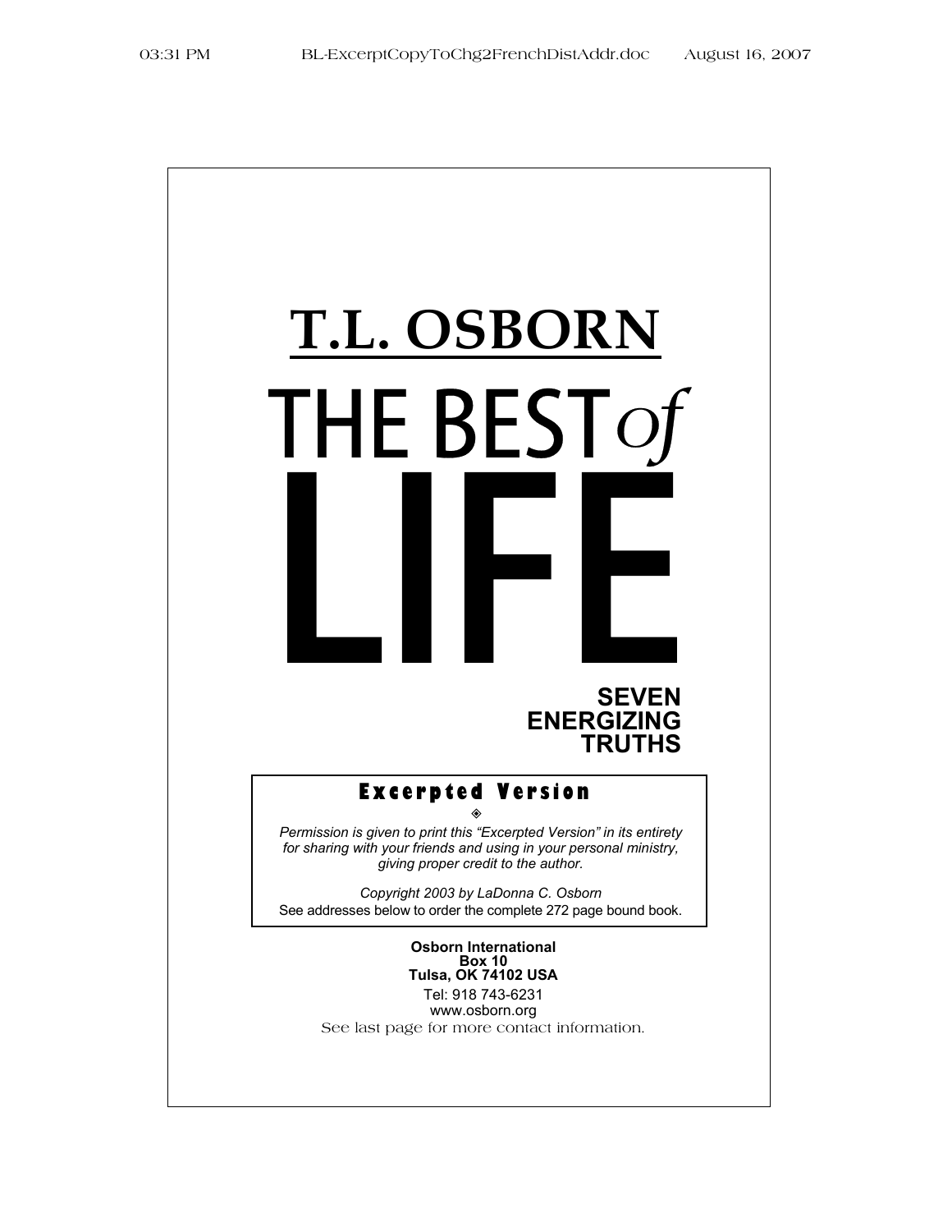# T.L. OSBORN

# THE BEST *of* LIFE

**SEVEN ENERGIZING TRUTHS**

## Excerpted Version

◈

*Permission is given to print this "Excerpted Version" in its entirety for sharing with your friends and using in your personal ministry, giving proper credit to the author.*

*Copyright 2003 by LaDonna C. Osborn*

See addresses below to order the complete 272 page bound book.

**Osborn International**
**Box 10**
**Tulsa, OK 74102 USA**

Tel: 918 743-6231
www.osborn.org

See last page for more contact information.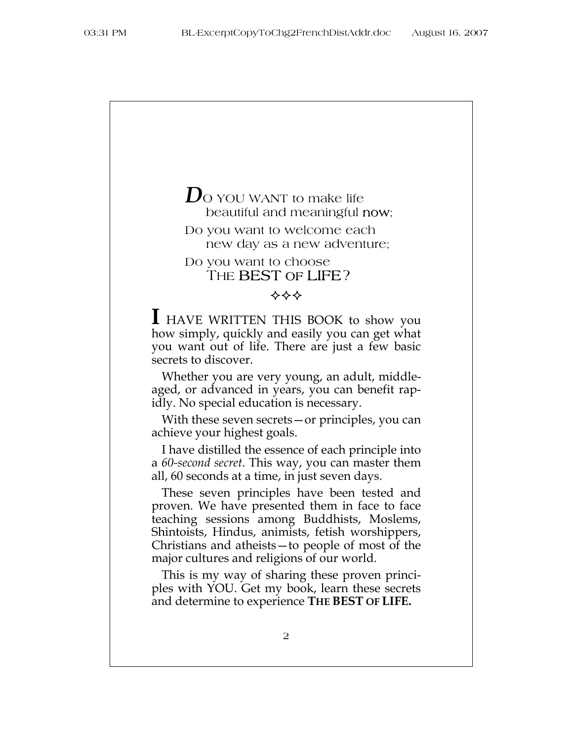DO YOU WANT to make life
beautiful and meaningful now;

Do you want to welcome each
new day as a new adventure;

Do you want to choose
THE BEST OF LIFE?

✧✧✧

I HAVE WRITTEN THIS BOOK to show you how simply, quickly and easily you can get what you want out of life. There are just a few basic secrets to discover.

Whether you are very young, an adult, middle-aged, or advanced in years, you can benefit rapidly. No special education is necessary.

With these seven secrets—or principles, you can achieve your highest goals.

I have distilled the essence of each principle into a *60-second secret*. This way, you can master them all, 60 seconds at a time, in just seven days.

These seven principles have been tested and proven. We have presented them in face to face teaching sessions among Buddhists, Moslems, Shintoists, Hindus, animists, fetish worshippers, Christians and atheists—to people of most of the major cultures and religions of our world.

This is my way of sharing these proven principles with YOU. Get my book, learn these secrets and determine to experience **THE BEST OF LIFE.**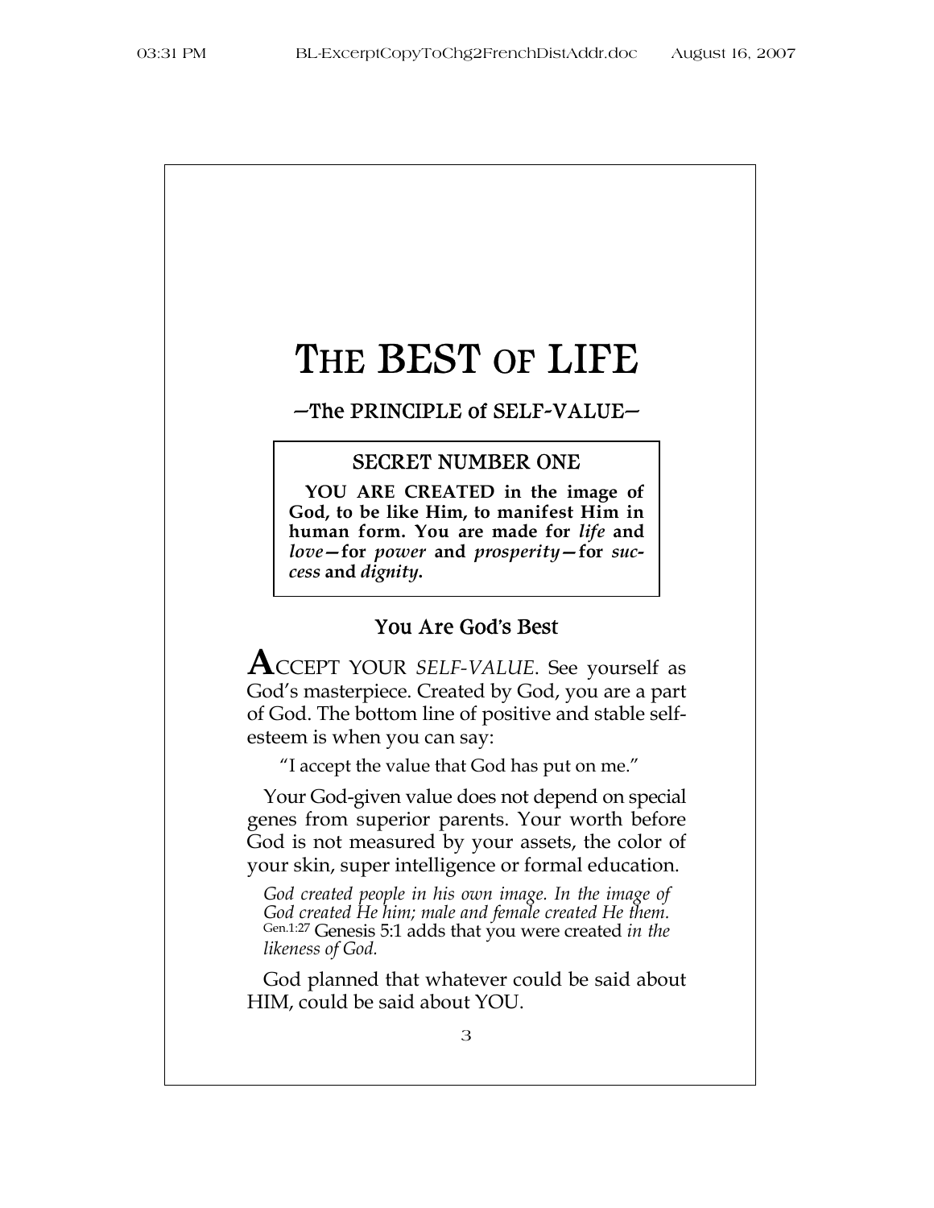# THE BEST OF LIFE

## —The PRINCIPLE of SELF-VALUE—

### SECRET NUMBER ONE

**YOU ARE CREATED in the image of God, to be like Him, to manifest Him in human form. You are made for *life* and *love*—for *power* and *prosperity*—for *success* and *dignity*.**

### You Are God's Best

**A**CCEPT YOUR *SELF-VALUE*. See yourself as God's masterpiece. Created by God, you are a part of God. The bottom line of positive and stable self-esteem is when you can say:

"I accept the value that God has put on me."

Your God-given value does not depend on special genes from superior parents. Your worth before God is not measured by your assets, the color of your skin, super intelligence or formal education.

*God created people in his own image. In the image of God created He him; male and female created He them.* Gen.1:27 Genesis 5:1 adds that you were created *in the likeness of God.*

God planned that whatever could be said about HIM, could be said about YOU.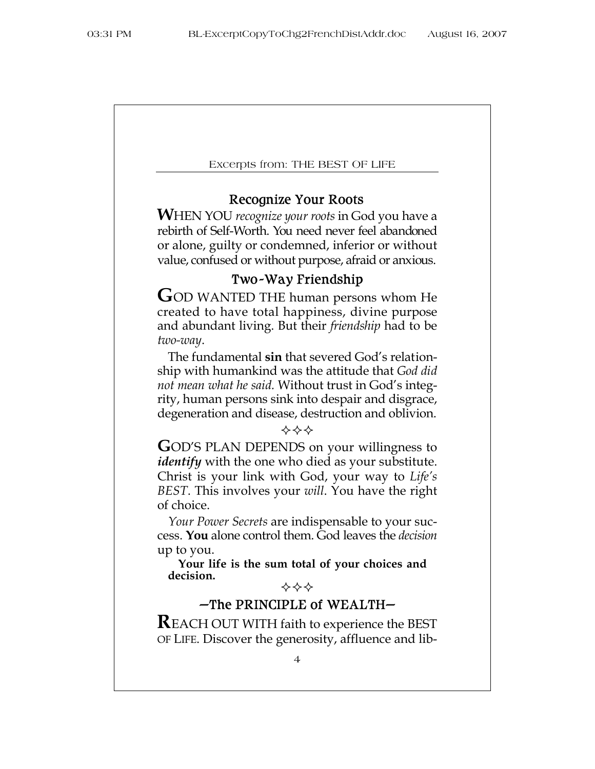## Recognize Your Roots

**W**HEN YOU *recognize your roots* in God you have a rebirth of Self-Worth. You need never feel abandoned or alone, guilty or condemned, inferior or without value, confused or without purpose, afraid or anxious.

## Two-Way Friendship

**G**OD WANTED THE human persons whom He created to have total happiness, divine purpose and abundant living. But their *friendship* had to be *two-way*.

The fundamental **sin** that severed God's relationship with humankind was the attitude that *God did not mean what he said.* Without trust in God's integrity, human persons sink into despair and disgrace, degeneration and disease, destruction and oblivion.

✧✧✧

**G**OD'S PLAN DEPENDS on your willingness to ***identify*** with the one who died as your substitute. Christ is your link with God, your way to *Life's BEST*. This involves your *will*. You have the right of choice.

*Your Power Secrets* are indispensable to your success. **You** alone control them. God leaves the *decision* up to you.

**Your life is the sum total of your choices and decision.**

✧✧✧

## —The PRINCIPLE of WEALTH—

**R**EACH OUT WITH faith to experience the BEST OF LIFE. Discover the generosity, affluence and lib-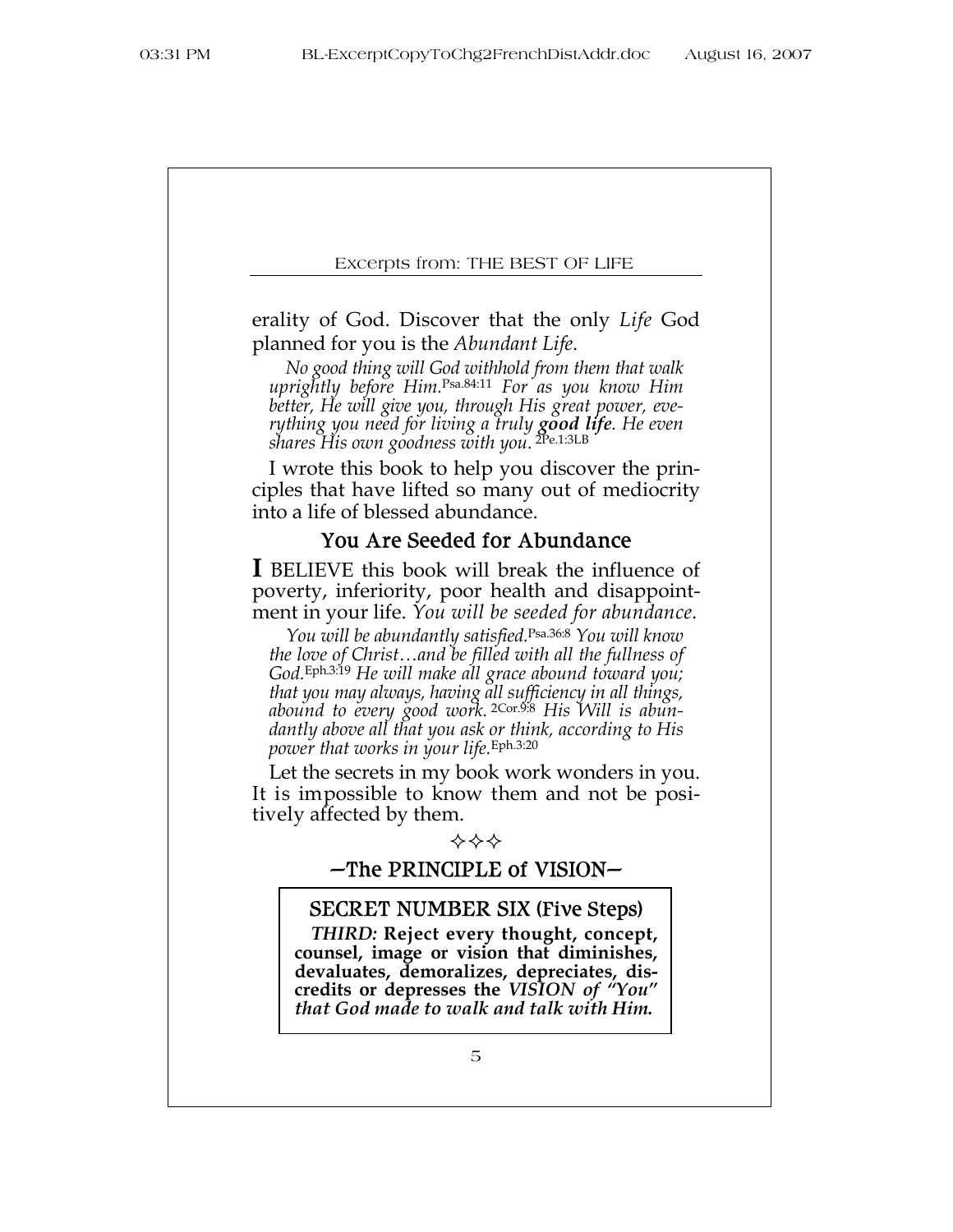erality of God. Discover that the only *Life* God planned for you is the *Abundant Life*.

*No good thing will God withhold from them that walk uprightly before Him.*Psa.84:11 *For as you know Him better, He will give you, through His great power, everything you need for living a truly **good life**. He even shares His own goodness with you.* 2Pe.1:3LB

I wrote this book to help you discover the principles that have lifted so many out of mediocrity into a life of blessed abundance.

## You Are Seeded for Abundance

**I** BELIEVE this book will break the influence of poverty, inferiority, poor health and disappointment in your life. *You will be seeded for abundance.*

*You will be abundantly satisfied.*Psa.36:8 *You will know the love of Christ…and be filled with all the fullness of God.*Eph.3:19 *He will make all grace abound toward you; that you may always, having all sufficiency in all things, abound to every good work.* 2Cor.9:8 *His Will is abundantly above all that you ask or think, according to His power that works in your life.*Eph.3:20

Let the secrets in my book work wonders in you. It is impossible to know them and not be positively affected by them.

✧✧✧

## —The PRINCIPLE of VISION—

### SECRET NUMBER SIX (Five Steps)

***THIRD:*** **Reject every thought, concept, counsel, image or vision that diminishes, devaluates, demoralizes, depreciates, discredits or depresses the *VISION of "You" that God made to walk and talk with Him.***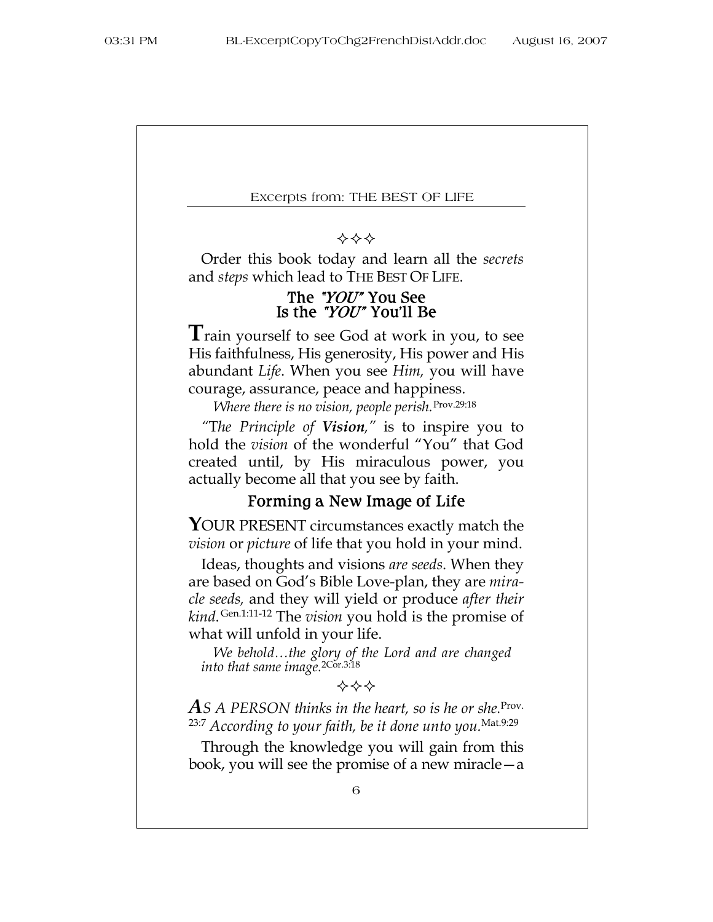✧✧✧

Order this book today and learn all the *secrets* and *steps* which lead to THE BEST OF LIFE.

## The *"YOU"* You See Is the *"YOU"* You'll Be

**T**rain yourself to see God at work in you, to see His faithfulness, His generosity, His power and His abundant *Life*. When you see *Him,* you will have courage, assurance, peace and happiness.

*Where there is no vision, people perish.*[Prov.29:18]

*"The Principle of **Vision**,"* is to inspire you to hold the *vision* of the wonderful "You" that God created until, by His miraculous power, you actually become all that you see by faith.

## Forming a New Image of Life

**Y**OUR PRESENT circumstances exactly match the *vision* or *picture* of life that you hold in your mind.

Ideas, thoughts and visions *are seeds*. When they are based on God's Bible Love-plan, they are *miracle seeds,* and they will yield or produce *after their kind*.[Gen.1:11-12] The *vision* you hold is the promise of what will unfold in your life.

*We behold…the glory of the Lord and are changed into that same image.*[2Cor.3:18]

✧✧✧

***A**S A PERSON thinks in the heart, so is he or she.*[Prov.23:7] *According to your faith, be it done unto you.*[Mat.9:29]

Through the knowledge you will gain from this book, you will see the promise of a new miracle—a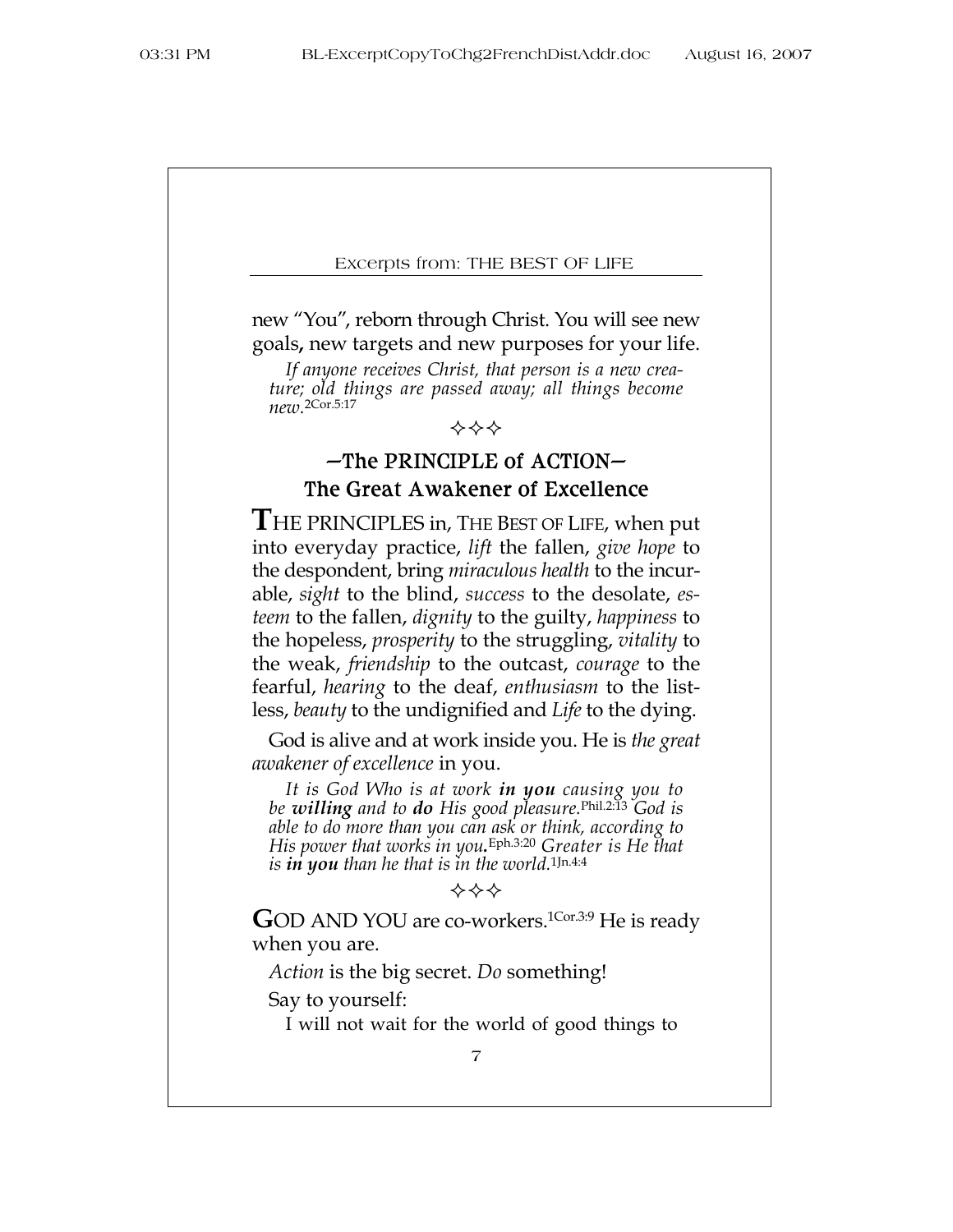new "You", reborn through Christ. You will see new goals**,** new targets and new purposes for your life.

> *If anyone receives Christ, that person is a new creature; old things are passed away; all things become new.*2Cor.5:17

✧✧✧

## —The PRINCIPLE of ACTION— The Great Awakener of Excellence

**T**HE PRINCIPLES in, THE BEST OF LIFE, when put into everyday practice, *lift* the fallen, *give hope* to the despondent, bring *miraculous health* to the incurable, *sight* to the blind, *success* to the desolate, *esteem* to the fallen, *dignity* to the guilty, *happiness* to the hopeless, *prosperity* to the struggling, *vitality* to the weak, *friendship* to the outcast, *courage* to the fearful, *hearing* to the deaf, *enthusiasm* to the listless, *beauty* to the undignified and *Life* to the dying.

God is alive and at work inside you. He is *the great awakener of excellence* in you.

> *It is God Who is at work **in you** causing you to be **willing** and to **do** His good pleasure.*Phil.2:13 *God is able to do more than you can ask or think, according to His power that works in you.*Eph.3:20 *Greater is He that is **in you** than he that is in the world.*1Jn.4:4

✧✧✧

**G**OD AND YOU are co-workers.1Cor.3:9 He is ready when you are.

*Action* is the big secret. *Do* something!

Say to yourself:

I will not wait for the world of good things to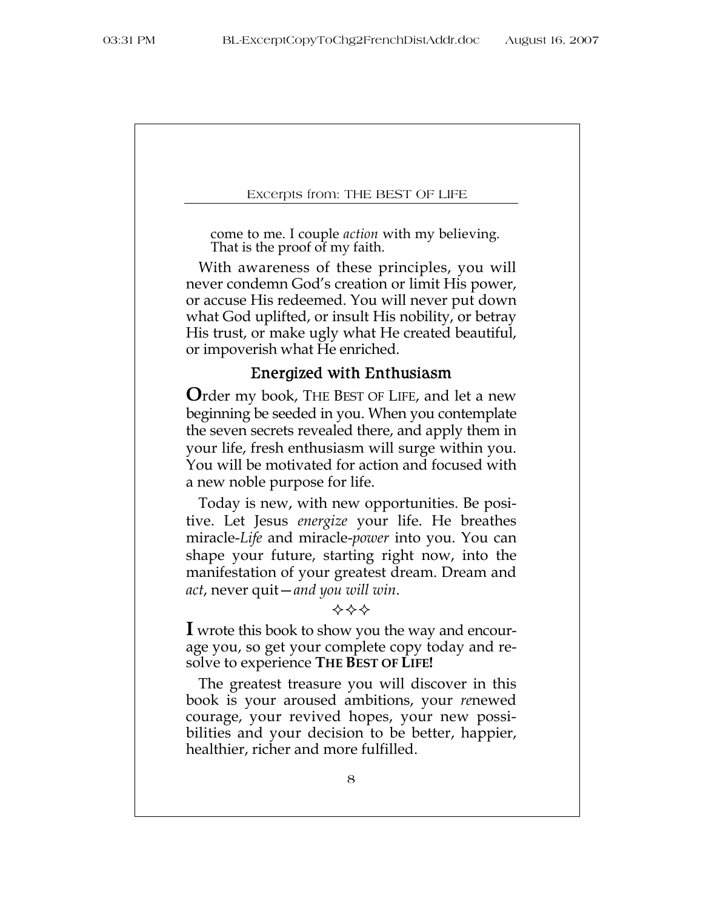come to me. I couple *action* with my believing. That is the proof of my faith.

With awareness of these principles, you will never condemn God's creation or limit His power, or accuse His redeemed. You will never put down what God uplifted, or insult His nobility, or betray His trust, or make ugly what He created beautiful, or impoverish what He enriched.

## Energized with Enthusiasm

**O**rder my book, THE BEST OF LIFE, and let a new beginning be seeded in you. When you contemplate the seven secrets revealed there, and apply them in your life, fresh enthusiasm will surge within you. You will be motivated for action and focused with a new noble purpose for life.

Today is new, with new opportunities. Be positive. Let Jesus *energize* your life. He breathes miracle-*Life* and miracle-*power* into you. You can shape your future, starting right now, into the manifestation of your greatest dream. Dream and *act*, never quit—*and you will win*.

✧✧✧

**I** wrote this book to show you the way and encourage you, so get your complete copy today and resolve to experience **THE BEST OF LIFE!**

The greatest treasure you will discover in this book is your aroused ambitions, your *re*newed courage, your revived hopes, your new possibilities and your decision to be better, happier, healthier, richer and more fulfilled.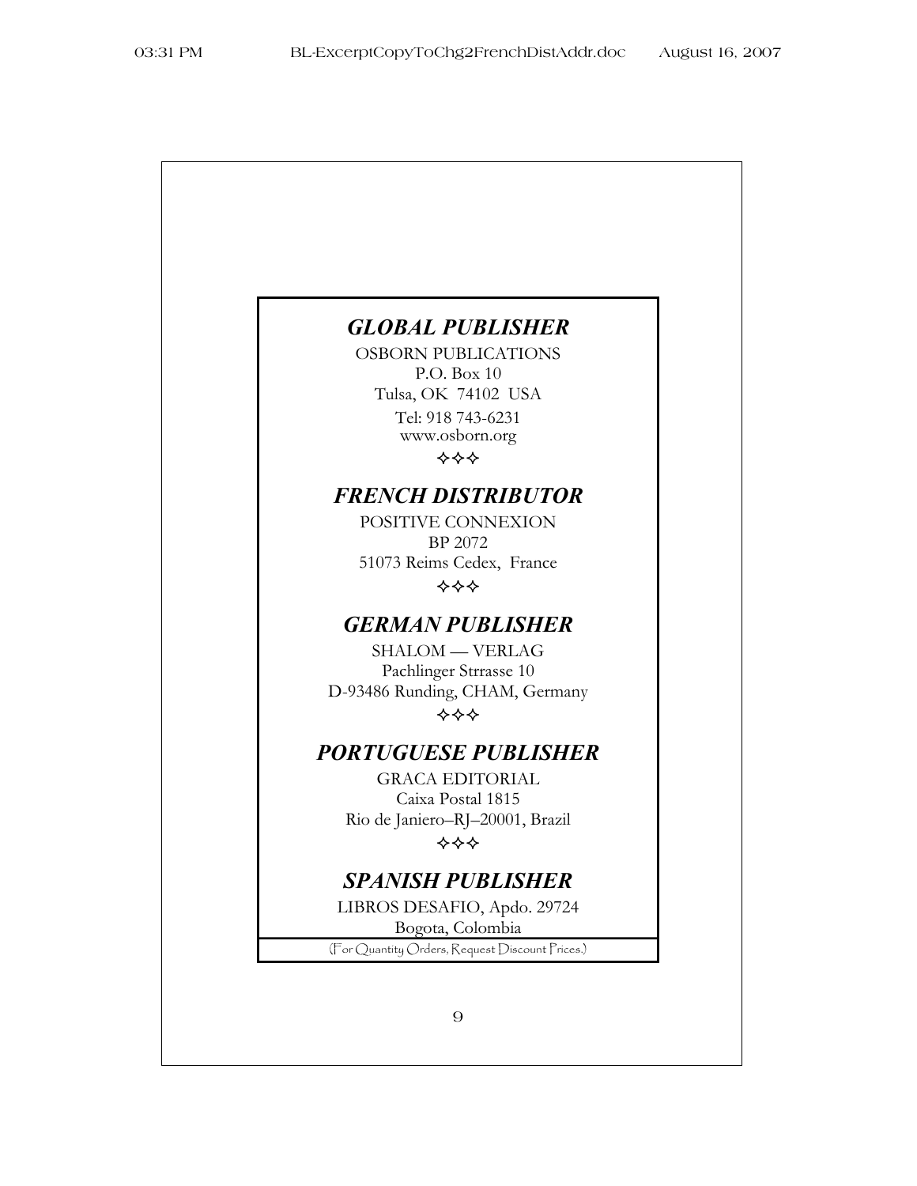## *GLOBAL PUBLISHER*

OSBORN PUBLICATIONS
P.O. Box 10
Tulsa, OK 74102 USA
Tel: 918 743-6231
www.osborn.org

✧✧✧

## *FRENCH DISTRIBUTOR*

POSITIVE CONNEXION
BP 2072
51073 Reims Cedex, France

✧✧✧

## *GERMAN PUBLISHER*

SHALOM — VERLAG
Pachlinger Strrasse 10
D-93486 Runding, CHAM, Germany

✧✧✧

## *PORTUGUESE PUBLISHER*

GRACA EDITORIAL
Caixa Postal 1815
Rio de Janiero–RJ–20001, Brazil

✧✧✧

## *SPANISH PUBLISHER*

LIBROS DESAFIO, Apdo. 29724
Bogota, Colombia

(For Quantity Orders, Request Discount Prices.)